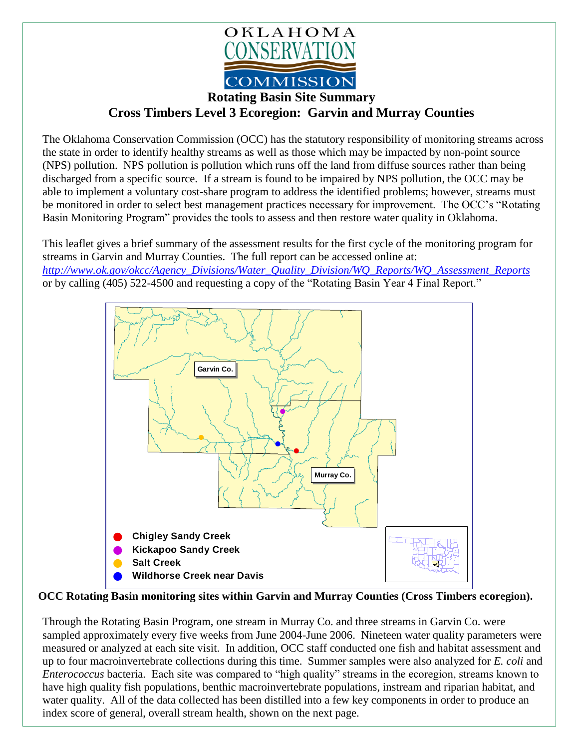OKLAHOMA CONSERVATION COMMISSION

# Rotating Basin Site Summary

## Cross Timbers Level 3 Ecoregion: Garvin and Murray Counties

The Oklahoma Conservation Commission (OCC) has the statutory responsibility of monitoring streams across the state in order to identify healthy streams as well as those which may be impacted by non-point source (NPS) pollution. NPS pollution is pollution which runs off the land from diffuse sources rather than being discharged from a specific source. If a stream is found to be impaired by NPS pollution, the OCC may be able to implement a voluntary cost-share program to address the identified problems; however, streams must be monitored in order to select best management practices necessary for improvement. The OCC's "Rotating Basin Monitoring Program" provides the tools to assess and then restore water quality in Oklahoma.

This leaflet gives a brief summary of the assessment results for the first cycle of the monitoring program for streams in Garvin and Murray Counties. The full report can be accessed online at: *http://www.ok.gov/okcc/Agency_Divisions/Water_Quality_Division/WQ_Reports/WQ_Assessment_Reports* or by calling (405) 522-4500 and requesting a copy of the "Rotating Basin Year 4 Final Report."

Garvin Co.

Murray Co.

- Chigley Sandy Creek
- Kickapoo Sandy Creek
- Salt Creek
- Wildhorse Creek near Davis

**OCC Rotating Basin monitoring sites within Garvin and Murray Counties (Cross Timbers ecoregion).**

Through the Rotating Basin Program, one stream in Murray Co. and three streams in Garvin Co. were sampled approximately every five weeks from June 2004-June 2006. Nineteen water quality parameters were measured or analyzed at each site visit. In addition, OCC staff conducted one fish and habitat assessment and up to four macroinvertebrate collections during this time. Summer samples were also analyzed for *E. coli* and *Enterococcus* bacteria. Each site was compared to "high quality" streams in the ecoregion, streams known to have high quality fish populations, benthic macroinvertebrate populations, instream and riparian habitat, and water quality. All of the data collected has been distilled into a few key components in order to produce an index score of general, overall stream health, shown on the next page.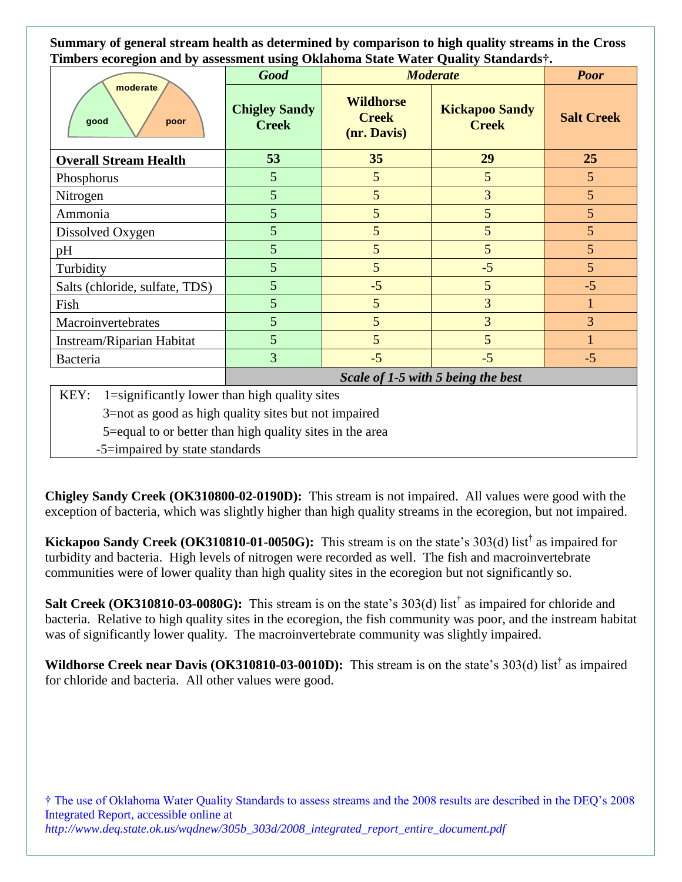**Summary of general stream health as determined by comparison to high quality streams in the Cross Timbers ecoregion and by assessment using Oklahoma State Water Quality Standards†.**

| | ***Good*** | ***Moderate*** | | ***Poor*** |
|---|---|---|---|---|
| | **Chigley Sandy Creek** | **Wildhorse Creek (nr. Davis)** | **Kickapoo Sandy Creek** | **Salt Creek** |
| **Overall Stream Health** | **53** | **35** | **29** | **25** |
| Phosphorus | 5 | 5 | 5 | 5 |
| Nitrogen | 5 | 5 | 3 | 5 |
| Ammonia | 5 | 5 | 5 | 5 |
| Dissolved Oxygen | 5 | 5 | 5 | 5 |
| pH | 5 | 5 | 5 | 5 |
| Turbidity | 5 | 5 | -5 | 5 |
| Salts (chloride, sulfate, TDS) | 5 | -5 | 5 | -5 |
| Fish | 5 | 5 | 3 | 1 |
| Macroinvertebrates | 5 | 5 | 3 | 3 |
| Instream/Riparian Habitat | 5 | 5 | 5 | 1 |
| Bacteria | 3 | -5 | -5 | -5 |
| | ***Scale of 1-5 with 5 being the best*** | | | |

KEY: 1=significantly lower than high quality sites
3=not as good as high quality sites but not impaired
5=equal to or better than high quality sites in the area
-5=impaired by state standards

**Chigley Sandy Creek (OK310800-02-0190D):** This stream is not impaired. All values were good with the exception of bacteria, which was slightly higher than high quality streams in the ecoregion, but not impaired.

**Kickapoo Sandy Creek (OK310810-01-0050G):** This stream is on the state's 303(d) list† as impaired for turbidity and bacteria. High levels of nitrogen were recorded as well. The fish and macroinvertebrate communities were of lower quality than high quality sites in the ecoregion but not significantly so.

**Salt Creek (OK310810-03-0080G):** This stream is on the state's 303(d) list† as impaired for chloride and bacteria. Relative to high quality sites in the ecoregion, the fish community was poor, and the instream habitat was of significantly lower quality. The macroinvertebrate community was slightly impaired.

**Wildhorse Creek near Davis (OK310810-03-0010D):** This stream is on the state's 303(d) list† as impaired for chloride and bacteria. All other values were good.

† The use of Oklahoma Water Quality Standards to assess streams and the 2008 results are described in the DEQ's 2008 Integrated Report, accessible online at
*http://www.deq.state.ok.us/wqdnew/305b_303d/2008_integrated_report_entire_document.pdf*